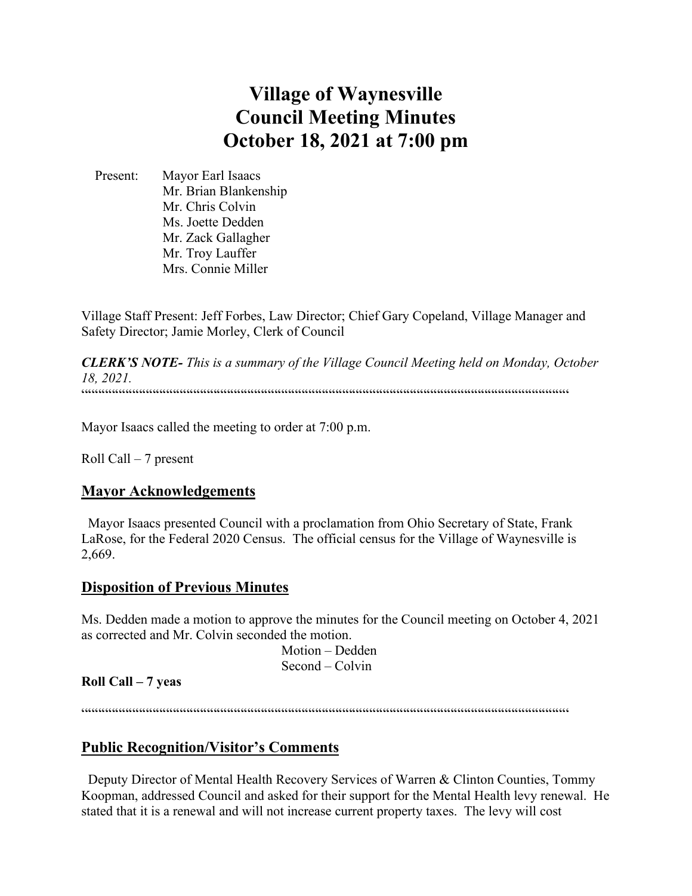# Village of Waynesville
# Council Meeting Minutes
# October 18, 2021 at 7:00 pm

Present: Mayor Earl Isaacs
Mr. Brian Blankenship
Mr. Chris Colvin
Ms. Joette Dedden
Mr. Zack Gallagher
Mr. Troy Lauffer
Mrs. Connie Miller

Village Staff Present: Jeff Forbes, Law Director; Chief Gary Copeland, Village Manager and Safety Director; Jamie Morley, Clerk of Council

***CLERK'S NOTE-*** *This is a summary of the Village Council Meeting held on Monday, October 18, 2021.*

""""""""""""""""""""""""""""""""""""""""""""""""""""""""""""""""""""""""""""""""""""""""""""""""""""""""""""""""""""""""""""""""""""""""""""""""

Mayor Isaacs called the meeting to order at 7:00 p.m.

Roll Call – 7 present

## Mayor Acknowledgements

Mayor Isaacs presented Council with a proclamation from Ohio Secretary of State, Frank LaRose, for the Federal 2020 Census. The official census for the Village of Waynesville is 2,669.

## Disposition of Previous Minutes

Ms. Dedden made a motion to approve the minutes for the Council meeting on October 4, 2021 as corrected and Mr. Colvin seconded the motion.

Motion – Dedden
Second – Colvin

**Roll Call – 7 yeas**

""""""""""""""""""""""""""""""""""""""""""""""""""""""""""""""""""""""""""""""""""""""""""""""""""""""""""""""""""""""""""""""""""""""""""""""""

## Public Recognition/Visitor's Comments

Deputy Director of Mental Health Recovery Services of Warren & Clinton Counties, Tommy Koopman, addressed Council and asked for their support for the Mental Health levy renewal. He stated that it is a renewal and will not increase current property taxes. The levy will cost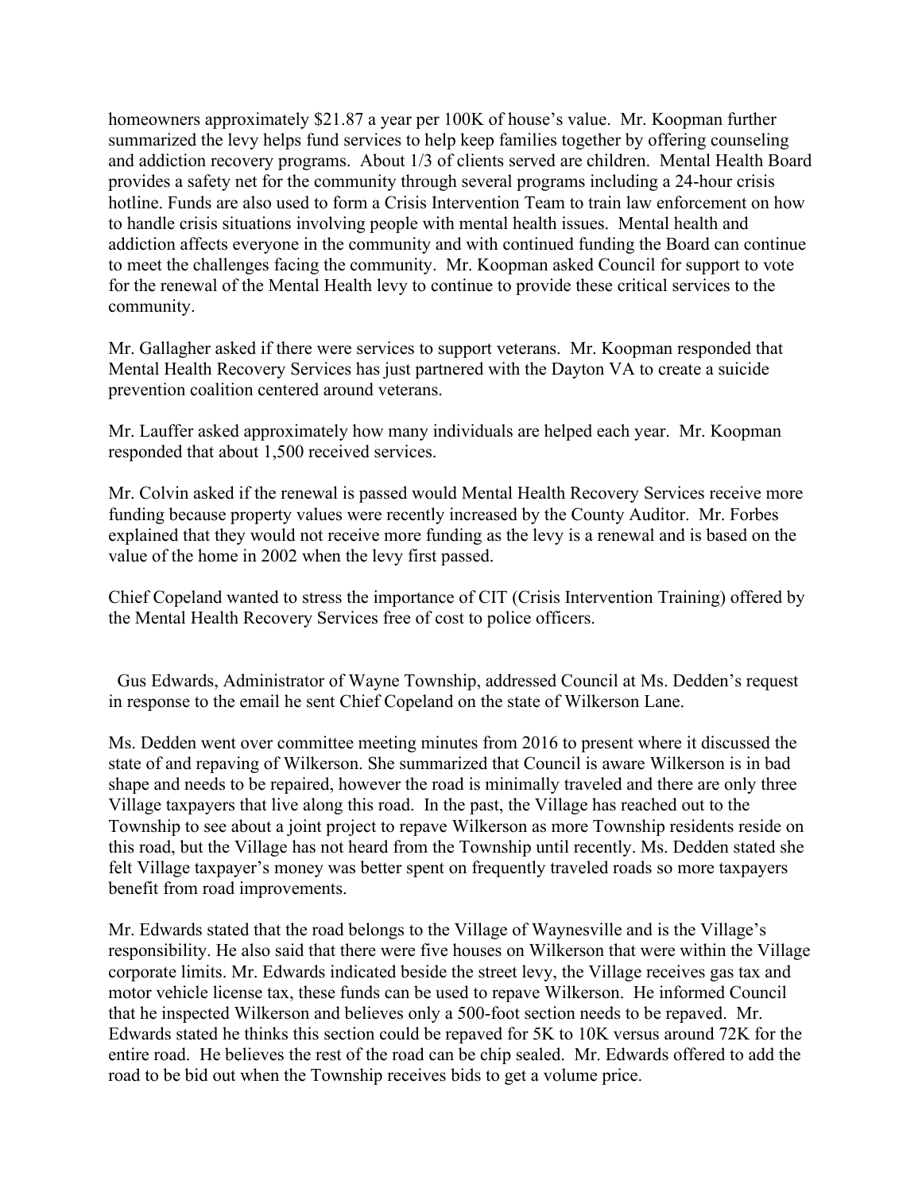homeowners approximately $21.87 a year per 100K of house's value. Mr. Koopman further summarized the levy helps fund services to help keep families together by offering counseling and addiction recovery programs. About 1/3 of clients served are children. Mental Health Board provides a safety net for the community through several programs including a 24-hour crisis hotline. Funds are also used to form a Crisis Intervention Team to train law enforcement on how to handle crisis situations involving people with mental health issues. Mental health and addiction affects everyone in the community and with continued funding the Board can continue to meet the challenges facing the community. Mr. Koopman asked Council for support to vote for the renewal of the Mental Health levy to continue to provide these critical services to the community.

Mr. Gallagher asked if there were services to support veterans. Mr. Koopman responded that Mental Health Recovery Services has just partnered with the Dayton VA to create a suicide prevention coalition centered around veterans.

Mr. Lauffer asked approximately how many individuals are helped each year. Mr. Koopman responded that about 1,500 received services.

Mr. Colvin asked if the renewal is passed would Mental Health Recovery Services receive more funding because property values were recently increased by the County Auditor. Mr. Forbes explained that they would not receive more funding as the levy is a renewal and is based on the value of the home in 2002 when the levy first passed.

Chief Copeland wanted to stress the importance of CIT (Crisis Intervention Training) offered by the Mental Health Recovery Services free of cost to police officers.

Gus Edwards, Administrator of Wayne Township, addressed Council at Ms. Dedden's request in response to the email he sent Chief Copeland on the state of Wilkerson Lane.

Ms. Dedden went over committee meeting minutes from 2016 to present where it discussed the state of and repaving of Wilkerson. She summarized that Council is aware Wilkerson is in bad shape and needs to be repaired, however the road is minimally traveled and there are only three Village taxpayers that live along this road. In the past, the Village has reached out to the Township to see about a joint project to repave Wilkerson as more Township residents reside on this road, but the Village has not heard from the Township until recently. Ms. Dedden stated she felt Village taxpayer's money was better spent on frequently traveled roads so more taxpayers benefit from road improvements.

Mr. Edwards stated that the road belongs to the Village of Waynesville and is the Village's responsibility. He also said that there were five houses on Wilkerson that were within the Village corporate limits. Mr. Edwards indicated beside the street levy, the Village receives gas tax and motor vehicle license tax, these funds can be used to repave Wilkerson. He informed Council that he inspected Wilkerson and believes only a 500-foot section needs to be repaved. Mr. Edwards stated he thinks this section could be repaved for 5K to 10K versus around 72K for the entire road. He believes the rest of the road can be chip sealed. Mr. Edwards offered to add the road to be bid out when the Township receives bids to get a volume price.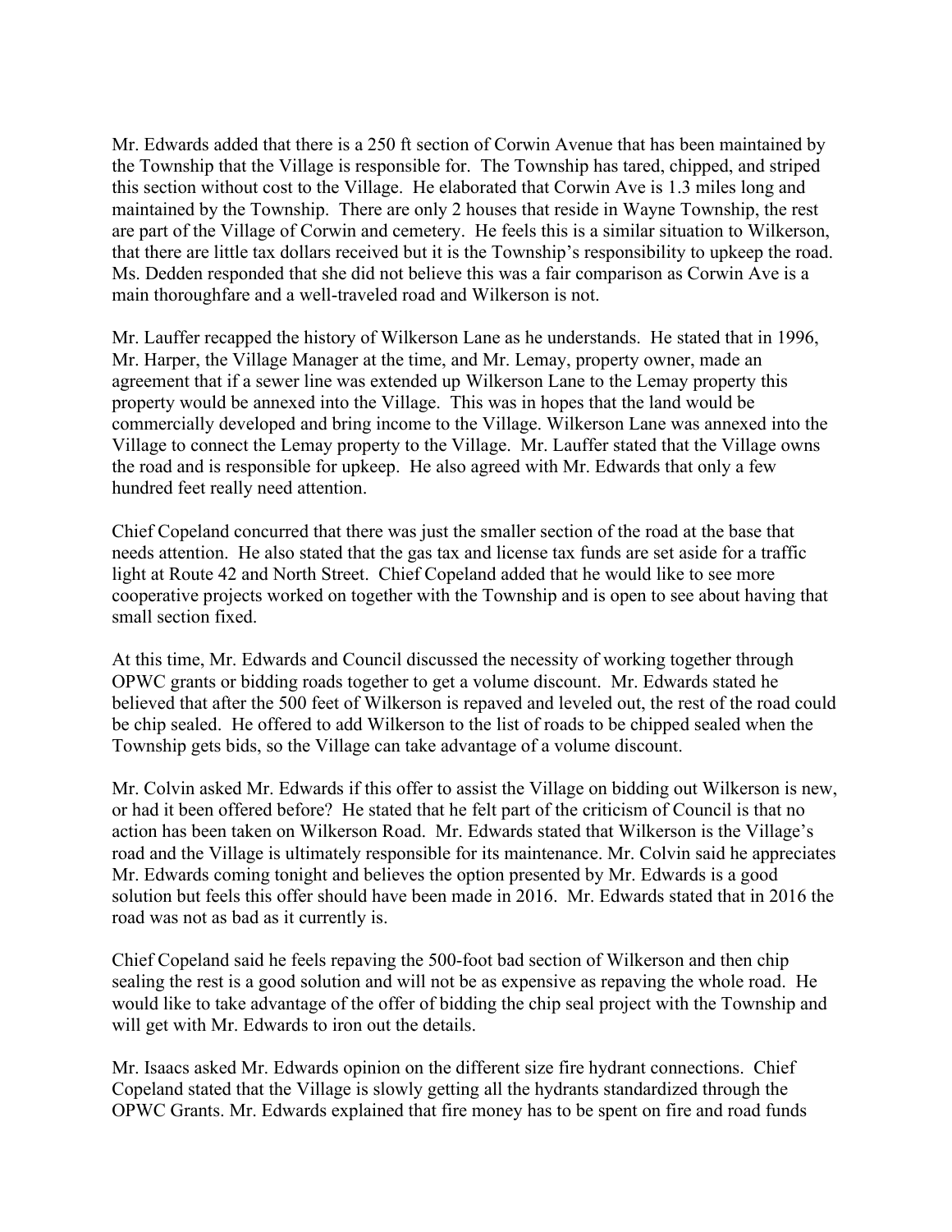Mr. Edwards added that there is a 250 ft section of Corwin Avenue that has been maintained by the Township that the Village is responsible for. The Township has tared, chipped, and striped this section without cost to the Village. He elaborated that Corwin Ave is 1.3 miles long and maintained by the Township. There are only 2 houses that reside in Wayne Township, the rest are part of the Village of Corwin and cemetery. He feels this is a similar situation to Wilkerson, that there are little tax dollars received but it is the Township's responsibility to upkeep the road. Ms. Dedden responded that she did not believe this was a fair comparison as Corwin Ave is a main thoroughfare and a well-traveled road and Wilkerson is not.

Mr. Lauffer recapped the history of Wilkerson Lane as he understands. He stated that in 1996, Mr. Harper, the Village Manager at the time, and Mr. Lemay, property owner, made an agreement that if a sewer line was extended up Wilkerson Lane to the Lemay property this property would be annexed into the Village. This was in hopes that the land would be commercially developed and bring income to the Village. Wilkerson Lane was annexed into the Village to connect the Lemay property to the Village. Mr. Lauffer stated that the Village owns the road and is responsible for upkeep. He also agreed with Mr. Edwards that only a few hundred feet really need attention.

Chief Copeland concurred that there was just the smaller section of the road at the base that needs attention. He also stated that the gas tax and license tax funds are set aside for a traffic light at Route 42 and North Street. Chief Copeland added that he would like to see more cooperative projects worked on together with the Township and is open to see about having that small section fixed.

At this time, Mr. Edwards and Council discussed the necessity of working together through OPWC grants or bidding roads together to get a volume discount. Mr. Edwards stated he believed that after the 500 feet of Wilkerson is repaved and leveled out, the rest of the road could be chip sealed. He offered to add Wilkerson to the list of roads to be chipped sealed when the Township gets bids, so the Village can take advantage of a volume discount.

Mr. Colvin asked Mr. Edwards if this offer to assist the Village on bidding out Wilkerson is new, or had it been offered before? He stated that he felt part of the criticism of Council is that no action has been taken on Wilkerson Road. Mr. Edwards stated that Wilkerson is the Village's road and the Village is ultimately responsible for its maintenance. Mr. Colvin said he appreciates Mr. Edwards coming tonight and believes the option presented by Mr. Edwards is a good solution but feels this offer should have been made in 2016. Mr. Edwards stated that in 2016 the road was not as bad as it currently is.

Chief Copeland said he feels repaving the 500-foot bad section of Wilkerson and then chip sealing the rest is a good solution and will not be as expensive as repaving the whole road. He would like to take advantage of the offer of bidding the chip seal project with the Township and will get with Mr. Edwards to iron out the details.

Mr. Isaacs asked Mr. Edwards opinion on the different size fire hydrant connections. Chief Copeland stated that the Village is slowly getting all the hydrants standardized through the OPWC Grants. Mr. Edwards explained that fire money has to be spent on fire and road funds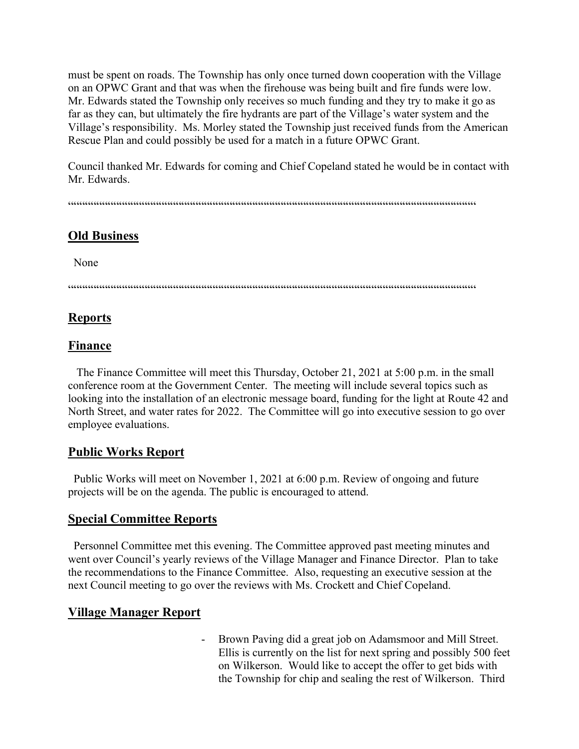must be spent on roads. The Township has only once turned down cooperation with the Village on an OPWC Grant and that was when the firehouse was being built and fire funds were low. Mr. Edwards stated the Township only receives so much funding and they try to make it go as far as they can, but ultimately the fire hydrants are part of the Village's water system and the Village's responsibility. Ms. Morley stated the Township just received funds from the American Rescue Plan and could possibly be used for a match in a future OPWC Grant.

Council thanked Mr. Edwards for coming and Chief Copeland stated he would be in contact with Mr. Edwards.

""""""""""""""""""""""""""""""""""""""""""""""""""""""""""""""""""""""""""""""""

## Old Business

None

""""""""""""""""""""""""""""""""""""""""""""""""""""""""""""""""""""""""""""""""

## Reports

## Finance

The Finance Committee will meet this Thursday, October 21, 2021 at 5:00 p.m. in the small conference room at the Government Center. The meeting will include several topics such as looking into the installation of an electronic message board, funding for the light at Route 42 and North Street, and water rates for 2022. The Committee will go into executive session to go over employee evaluations.

## Public Works Report

Public Works will meet on November 1, 2021 at 6:00 p.m. Review of ongoing and future projects will be on the agenda. The public is encouraged to attend.

## Special Committee Reports

Personnel Committee met this evening. The Committee approved past meeting minutes and went over Council's yearly reviews of the Village Manager and Finance Director. Plan to take the recommendations to the Finance Committee. Also, requesting an executive session at the next Council meeting to go over the reviews with Ms. Crockett and Chief Copeland.

## Village Manager Report

- Brown Paving did a great job on Adamsmoor and Mill Street. Ellis is currently on the list for next spring and possibly 500 feet on Wilkerson. Would like to accept the offer to get bids with the Township for chip and sealing the rest of Wilkerson. Third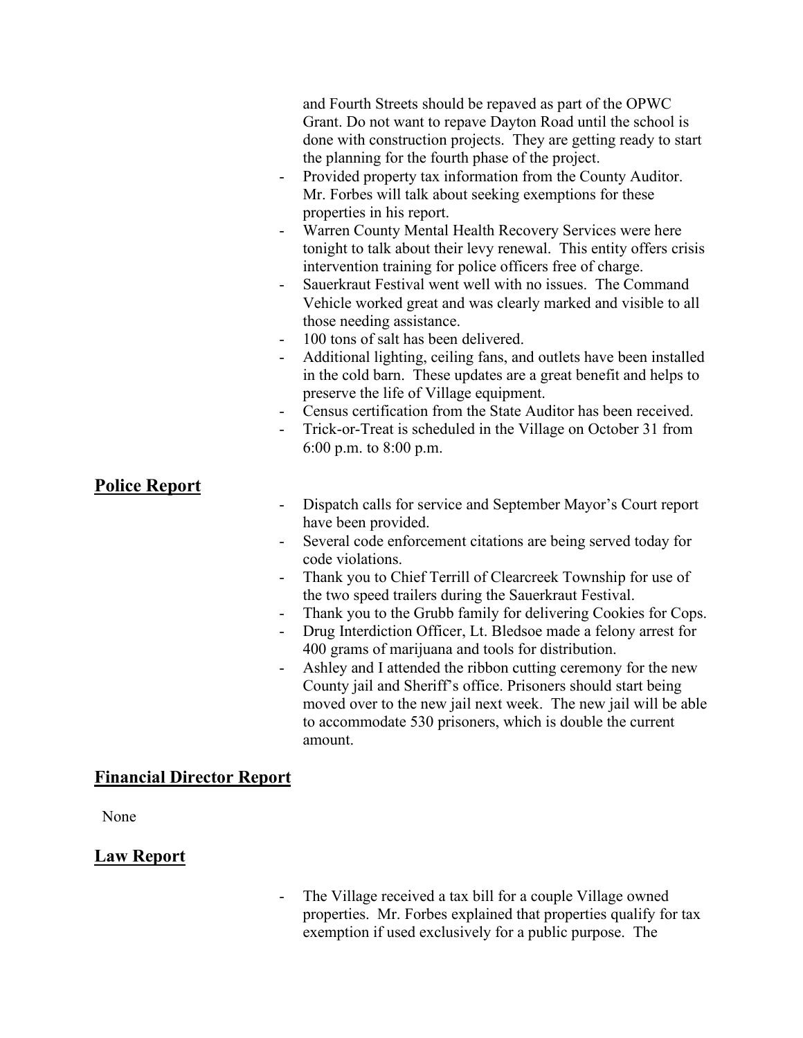and Fourth Streets should be repaved as part of the OPWC Grant. Do not want to repave Dayton Road until the school is done with construction projects. They are getting ready to start the planning for the fourth phase of the project.

- Provided property tax information from the County Auditor. Mr. Forbes will talk about seeking exemptions for these properties in his report.
- Warren County Mental Health Recovery Services were here tonight to talk about their levy renewal. This entity offers crisis intervention training for police officers free of charge.
- Sauerkraut Festival went well with no issues. The Command Vehicle worked great and was clearly marked and visible to all those needing assistance.
- 100 tons of salt has been delivered.
- Additional lighting, ceiling fans, and outlets have been installed in the cold barn. These updates are a great benefit and helps to preserve the life of Village equipment.
- Census certification from the State Auditor has been received.
- Trick-or-Treat is scheduled in the Village on October 31 from 6:00 p.m. to 8:00 p.m.

## Police Report

- Dispatch calls for service and September Mayor's Court report have been provided.
- Several code enforcement citations are being served today for code violations.
- Thank you to Chief Terrill of Clearcreek Township for use of the two speed trailers during the Sauerkraut Festival.
- Thank you to the Grubb family for delivering Cookies for Cops.
- Drug Interdiction Officer, Lt. Bledsoe made a felony arrest for 400 grams of marijuana and tools for distribution.
- Ashley and I attended the ribbon cutting ceremony for the new County jail and Sheriff's office. Prisoners should start being moved over to the new jail next week. The new jail will be able to accommodate 530 prisoners, which is double the current amount.

## Financial Director Report

None

## Law Report

- The Village received a tax bill for a couple Village owned properties. Mr. Forbes explained that properties qualify for tax exemption if used exclusively for a public purpose. The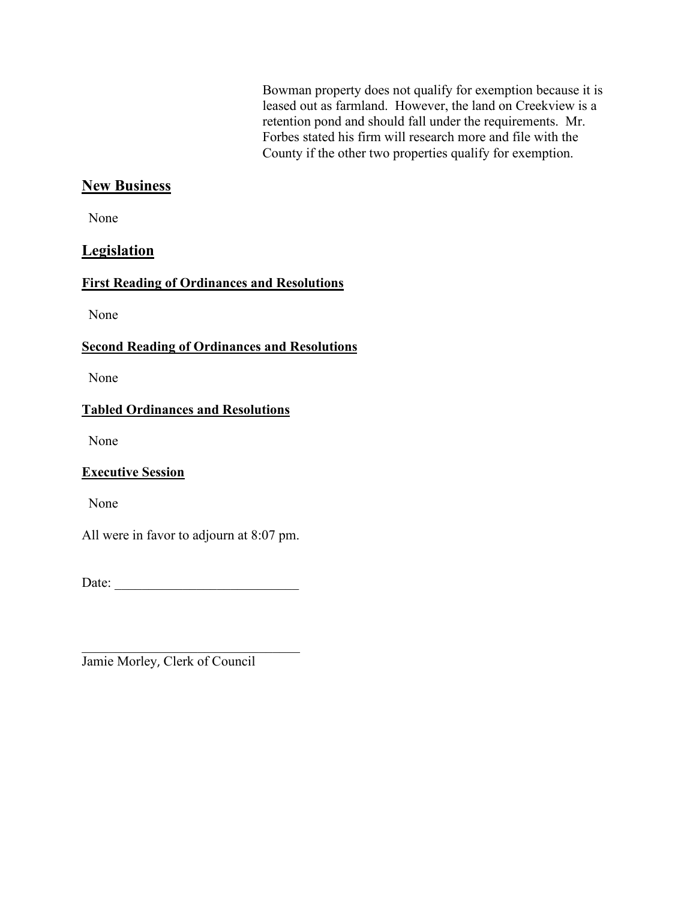Bowman property does not qualify for exemption because it is leased out as farmland. However, the land on Creekview is a retention pond and should fall under the requirements. Mr. Forbes stated his firm will research more and file with the County if the other two properties qualify for exemption.

## **New Business**

None

## **Legislation**

### **First Reading of Ordinances and Resolutions**

None

### **Second Reading of Ordinances and Resolutions**

None

### **Tabled Ordinances and Resolutions**

None

### **Executive Session**

None

All were in favor to adjourn at 8:07 pm.

Date: ___________________________

_________________________________
Jamie Morley, Clerk of Council